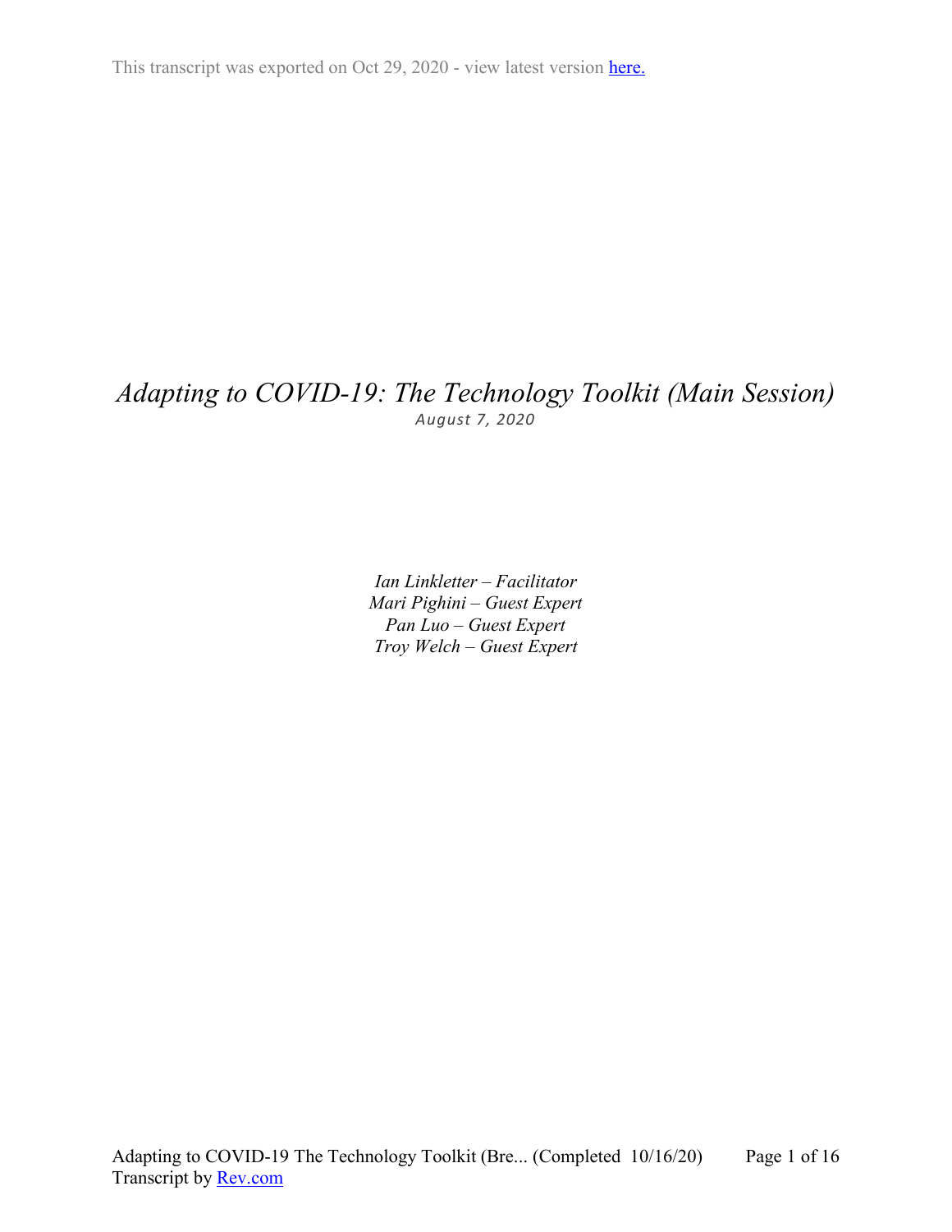This transcript was exported on Oct 29, 2020 - view latest version [here.]()

# *Adapting to COVID-19: The Technology Toolkit (Main Session)*

*August 7, 2020*

*Ian Linkletter – Facilitator*
*Mari Pighini – Guest Expert*
*Pan Luo – Guest Expert*
*Troy Welch – Guest Expert*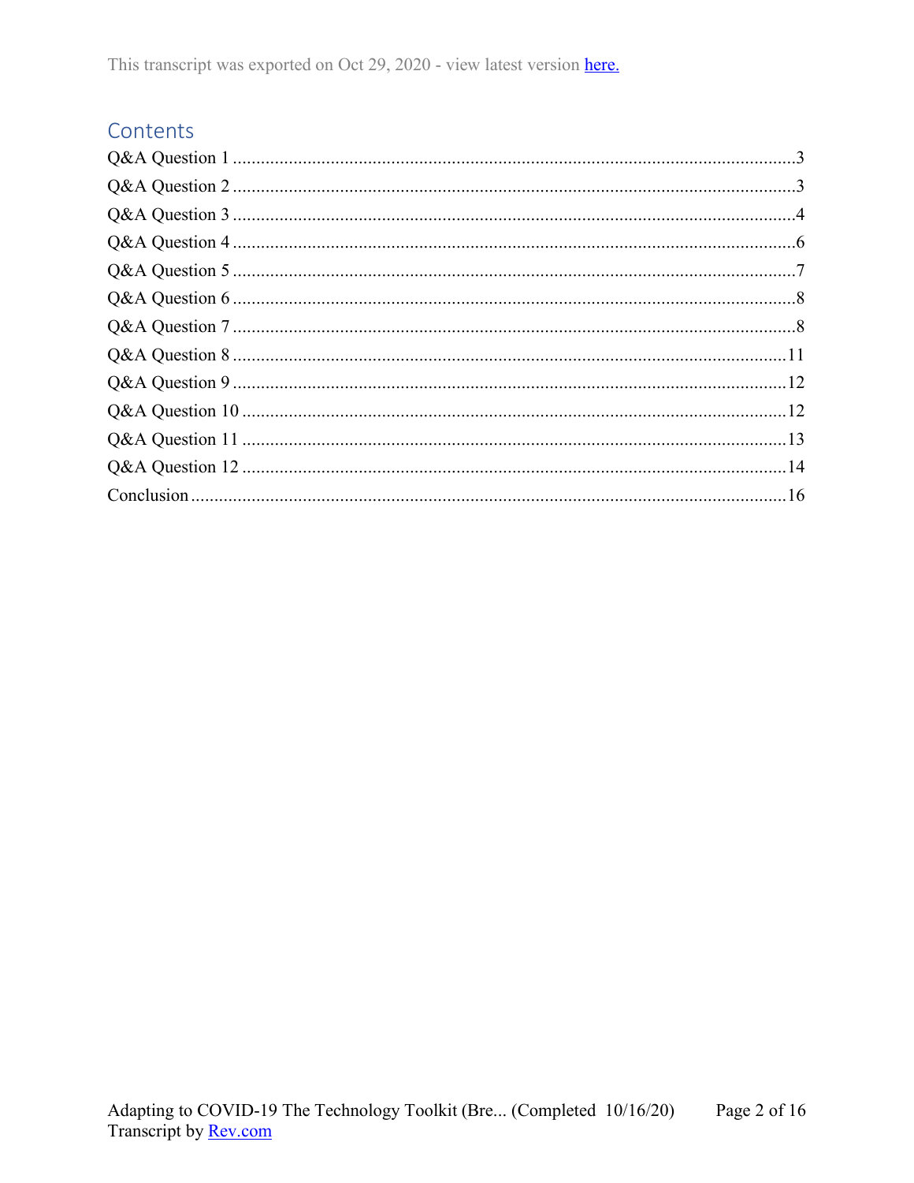This transcript was exported on Oct 29, 2020 - view latest version here.

## Contents

Q&A Question 1 ........................................................................................................3
Q&A Question 2 ........................................................................................................3
Q&A Question 3 ........................................................................................................4
Q&A Question 4 ........................................................................................................6
Q&A Question 5 ........................................................................................................7
Q&A Question 6 ........................................................................................................8
Q&A Question 7 ........................................................................................................8
Q&A Question 8 ......................................................................................................11
Q&A Question 9 ......................................................................................................12
Q&A Question 10 ....................................................................................................12
Q&A Question 11 ....................................................................................................13
Q&A Question 12 ....................................................................................................14
Conclusion ...............................................................................................................16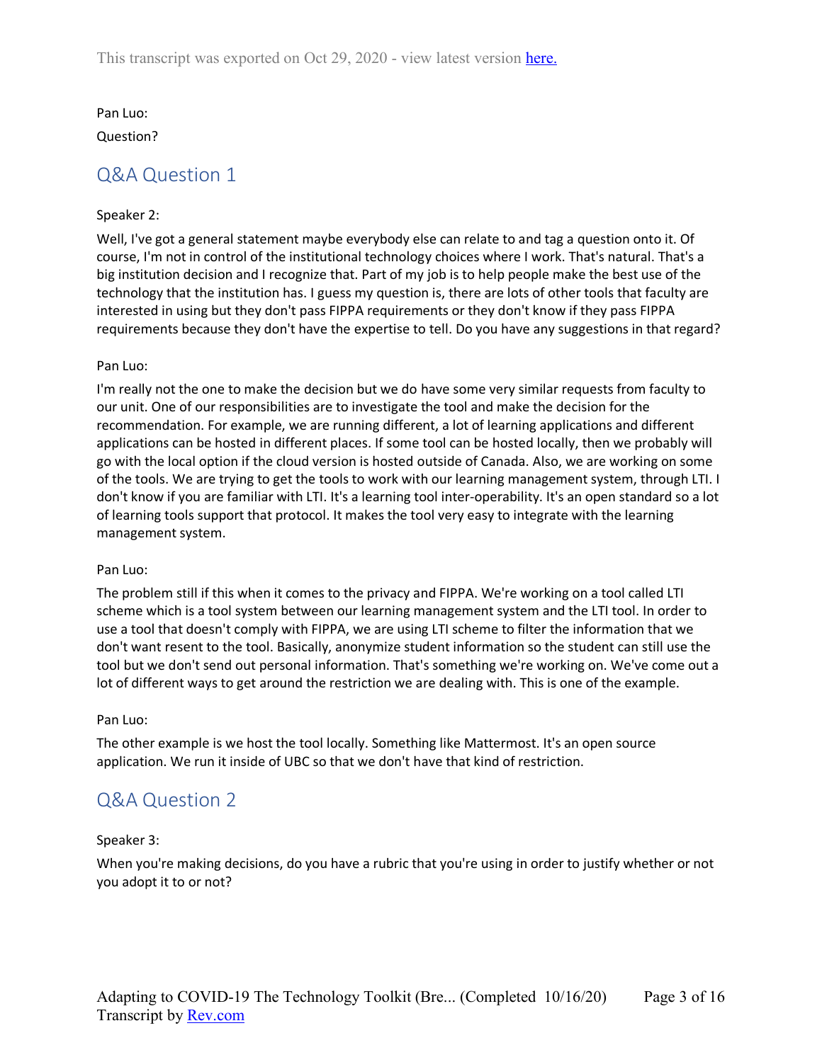Pan Luo:

Question?

## Q&A Question 1

Speaker 2:

Well, I've got a general statement maybe everybody else can relate to and tag a question onto it. Of course, I'm not in control of the institutional technology choices where I work. That's natural. That's a big institution decision and I recognize that. Part of my job is to help people make the best use of the technology that the institution has. I guess my question is, there are lots of other tools that faculty are interested in using but they don't pass FIPPA requirements or they don't know if they pass FIPPA requirements because they don't have the expertise to tell. Do you have any suggestions in that regard?

Pan Luo:

I'm really not the one to make the decision but we do have some very similar requests from faculty to our unit. One of our responsibilities are to investigate the tool and make the decision for the recommendation. For example, we are running different, a lot of learning applications and different applications can be hosted in different places. If some tool can be hosted locally, then we probably will go with the local option if the cloud version is hosted outside of Canada. Also, we are working on some of the tools. We are trying to get the tools to work with our learning management system, through LTI. I don't know if you are familiar with LTI. It's a learning tool inter-operability. It's an open standard so a lot of learning tools support that protocol. It makes the tool very easy to integrate with the learning management system.

Pan Luo:

The problem still if this when it comes to the privacy and FIPPA. We're working on a tool called LTI scheme which is a tool system between our learning management system and the LTI tool. In order to use a tool that doesn't comply with FIPPA, we are using LTI scheme to filter the information that we don't want resent to the tool. Basically, anonymize student information so the student can still use the tool but we don't send out personal information. That's something we're working on. We've come out a lot of different ways to get around the restriction we are dealing with. This is one of the example.

Pan Luo:

The other example is we host the tool locally. Something like Mattermost. It's an open source application. We run it inside of UBC so that we don't have that kind of restriction.

## Q&A Question 2

Speaker 3:

When you're making decisions, do you have a rubric that you're using in order to justify whether or not you adopt it to or not?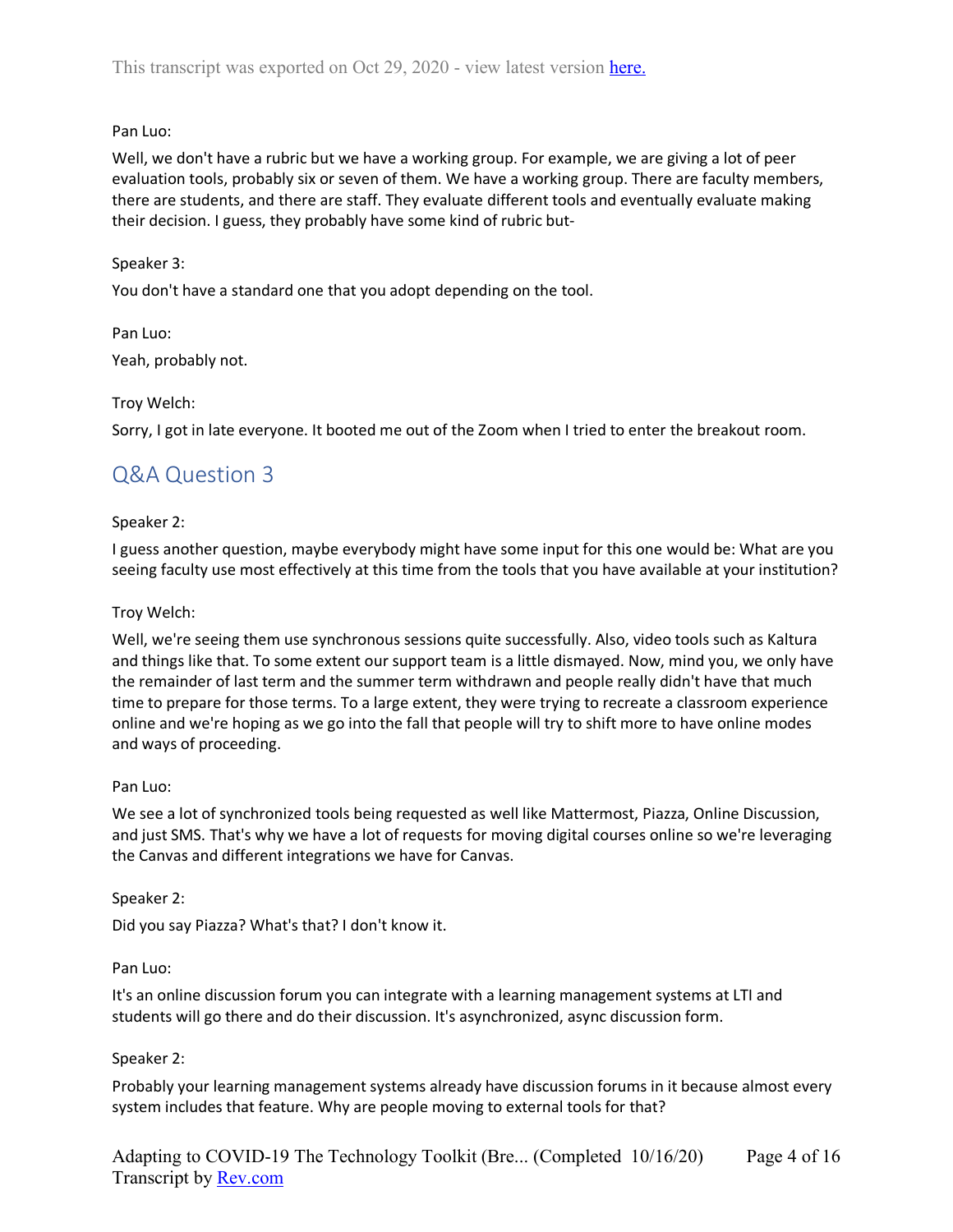Pan Luo:

Well, we don't have a rubric but we have a working group. For example, we are giving a lot of peer evaluation tools, probably six or seven of them. We have a working group. There are faculty members, there are students, and there are staff. They evaluate different tools and eventually evaluate making their decision. I guess, they probably have some kind of rubric but-

Speaker 3:

You don't have a standard one that you adopt depending on the tool.

Pan Luo:

Yeah, probably not.

Troy Welch:

Sorry, I got in late everyone. It booted me out of the Zoom when I tried to enter the breakout room.

## Q&A Question 3

Speaker 2:

I guess another question, maybe everybody might have some input for this one would be: What are you seeing faculty use most effectively at this time from the tools that you have available at your institution?

Troy Welch:

Well, we're seeing them use synchronous sessions quite successfully. Also, video tools such as Kaltura and things like that. To some extent our support team is a little dismayed. Now, mind you, we only have the remainder of last term and the summer term withdrawn and people really didn't have that much time to prepare for those terms. To a large extent, they were trying to recreate a classroom experience online and we're hoping as we go into the fall that people will try to shift more to have online modes and ways of proceeding.

Pan Luo:

We see a lot of synchronized tools being requested as well like Mattermost, Piazza, Online Discussion, and just SMS. That's why we have a lot of requests for moving digital courses online so we're leveraging the Canvas and different integrations we have for Canvas.

Speaker 2:

Did you say Piazza? What's that? I don't know it.

Pan Luo:

It's an online discussion forum you can integrate with a learning management systems at LTI and students will go there and do their discussion. It's asynchronized, async discussion form.

Speaker 2:

Probably your learning management systems already have discussion forums in it because almost every system includes that feature. Why are people moving to external tools for that?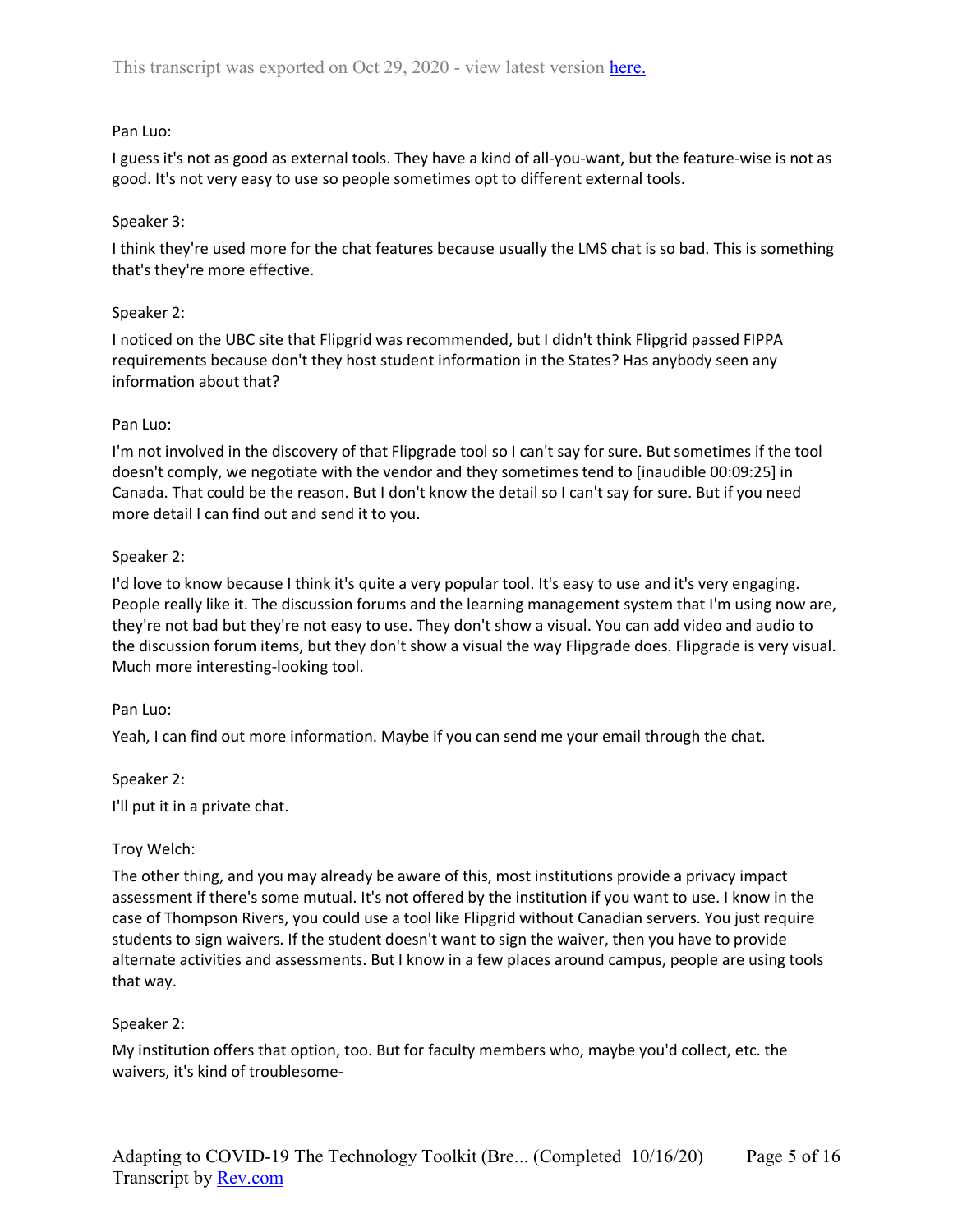Pan Luo:

I guess it's not as good as external tools. They have a kind of all-you-want, but the feature-wise is not as good. It's not very easy to use so people sometimes opt to different external tools.

Speaker 3:

I think they're used more for the chat features because usually the LMS chat is so bad. This is something that's they're more effective.

Speaker 2:

I noticed on the UBC site that Flipgrid was recommended, but I didn't think Flipgrid passed FIPPA requirements because don't they host student information in the States? Has anybody seen any information about that?

Pan Luo:

I'm not involved in the discovery of that Flipgrade tool so I can't say for sure. But sometimes if the tool doesn't comply, we negotiate with the vendor and they sometimes tend to [inaudible 00:09:25] in Canada. That could be the reason. But I don't know the detail so I can't say for sure. But if you need more detail I can find out and send it to you.

Speaker 2:

I'd love to know because I think it's quite a very popular tool. It's easy to use and it's very engaging. People really like it. The discussion forums and the learning management system that I'm using now are, they're not bad but they're not easy to use. They don't show a visual. You can add video and audio to the discussion forum items, but they don't show a visual the way Flipgrade does. Flipgrade is very visual. Much more interesting-looking tool.

Pan Luo:

Yeah, I can find out more information. Maybe if you can send me your email through the chat.

Speaker 2:

I'll put it in a private chat.

Troy Welch:

The other thing, and you may already be aware of this, most institutions provide a privacy impact assessment if there's some mutual. It's not offered by the institution if you want to use. I know in the case of Thompson Rivers, you could use a tool like Flipgrid without Canadian servers. You just require students to sign waivers. If the student doesn't want to sign the waiver, then you have to provide alternate activities and assessments. But I know in a few places around campus, people are using tools that way.

Speaker 2:

My institution offers that option, too. But for faculty members who, maybe you'd collect, etc. the waivers, it's kind of troublesome-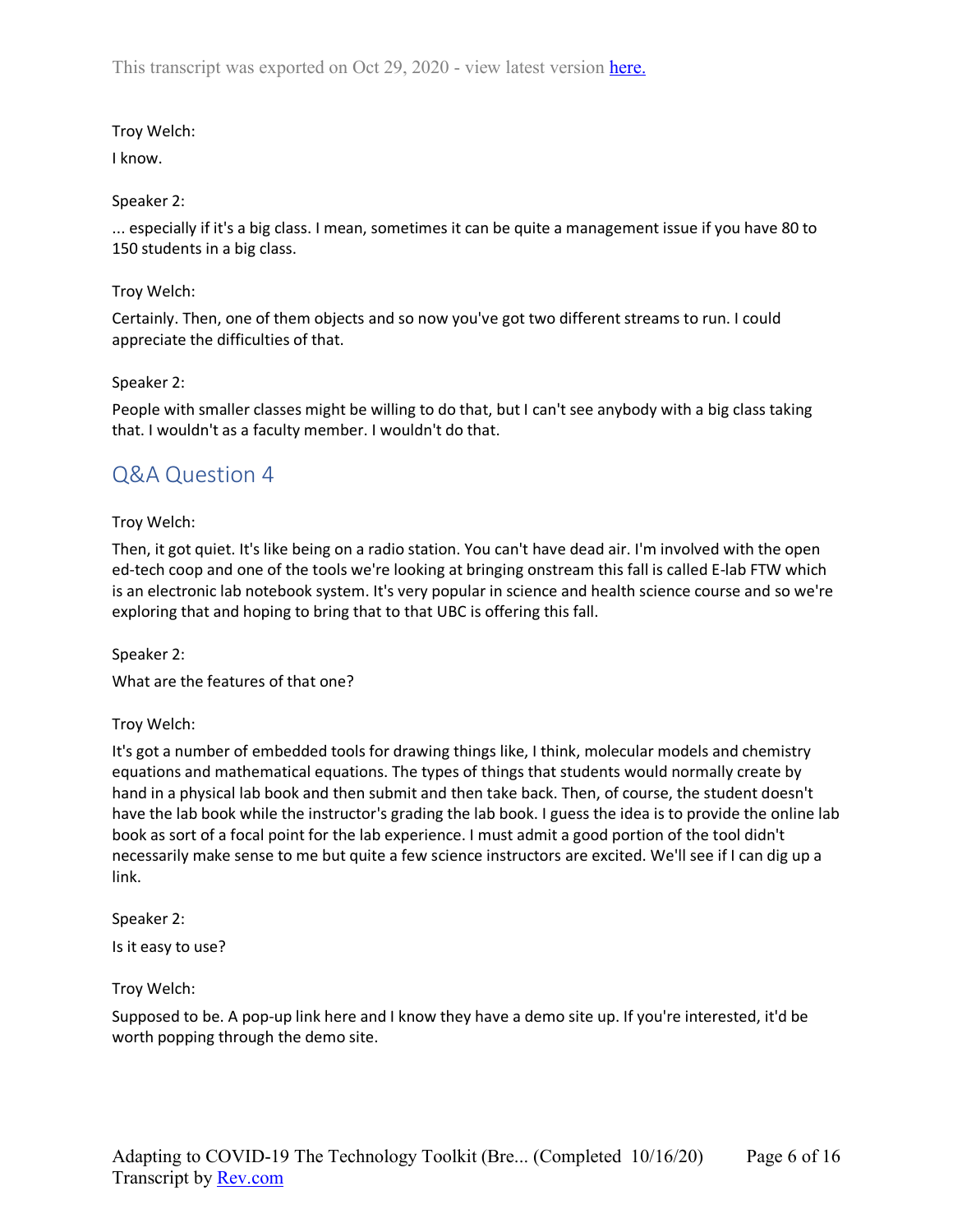Troy Welch:

I know.

Speaker 2:

... especially if it's a big class. I mean, sometimes it can be quite a management issue if you have 80 to 150 students in a big class.

Troy Welch:

Certainly. Then, one of them objects and so now you've got two different streams to run. I could appreciate the difficulties of that.

Speaker 2:

People with smaller classes might be willing to do that, but I can't see anybody with a big class taking that. I wouldn't as a faculty member. I wouldn't do that.

## Q&A Question 4

Troy Welch:

Then, it got quiet. It's like being on a radio station. You can't have dead air. I'm involved with the open ed-tech coop and one of the tools we're looking at bringing onstream this fall is called E-lab FTW which is an electronic lab notebook system. It's very popular in science and health science course and so we're exploring that and hoping to bring that to that UBC is offering this fall.

Speaker 2:

What are the features of that one?

Troy Welch:

It's got a number of embedded tools for drawing things like, I think, molecular models and chemistry equations and mathematical equations. The types of things that students would normally create by hand in a physical lab book and then submit and then take back. Then, of course, the student doesn't have the lab book while the instructor's grading the lab book. I guess the idea is to provide the online lab book as sort of a focal point for the lab experience. I must admit a good portion of the tool didn't necessarily make sense to me but quite a few science instructors are excited. We'll see if I can dig up a link.

Speaker 2:

Is it easy to use?

Troy Welch:

Supposed to be. A pop-up link here and I know they have a demo site up. If you're interested, it'd be worth popping through the demo site.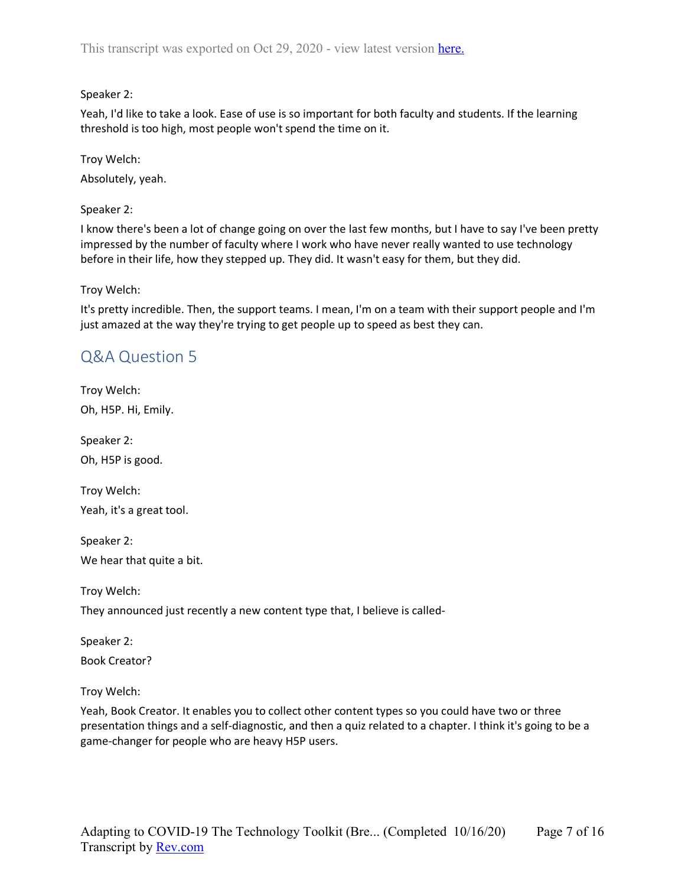Speaker 2:

Yeah, I'd like to take a look. Ease of use is so important for both faculty and students. If the learning threshold is too high, most people won't spend the time on it.

Troy Welch:

Absolutely, yeah.

Speaker 2:

I know there's been a lot of change going on over the last few months, but I have to say I've been pretty impressed by the number of faculty where I work who have never really wanted to use technology before in their life, how they stepped up. They did. It wasn't easy for them, but they did.

Troy Welch:

It's pretty incredible. Then, the support teams. I mean, I'm on a team with their support people and I'm just amazed at the way they're trying to get people up to speed as best they can.

## Q&A Question 5

Troy Welch:

Oh, H5P. Hi, Emily.

Speaker 2:

Oh, H5P is good.

Troy Welch:

Yeah, it's a great tool.

Speaker 2:

We hear that quite a bit.

Troy Welch:

They announced just recently a new content type that, I believe is called-

Speaker 2:

Book Creator?

Troy Welch:

Yeah, Book Creator. It enables you to collect other content types so you could have two or three presentation things and a self-diagnostic, and then a quiz related to a chapter. I think it's going to be a game-changer for people who are heavy H5P users.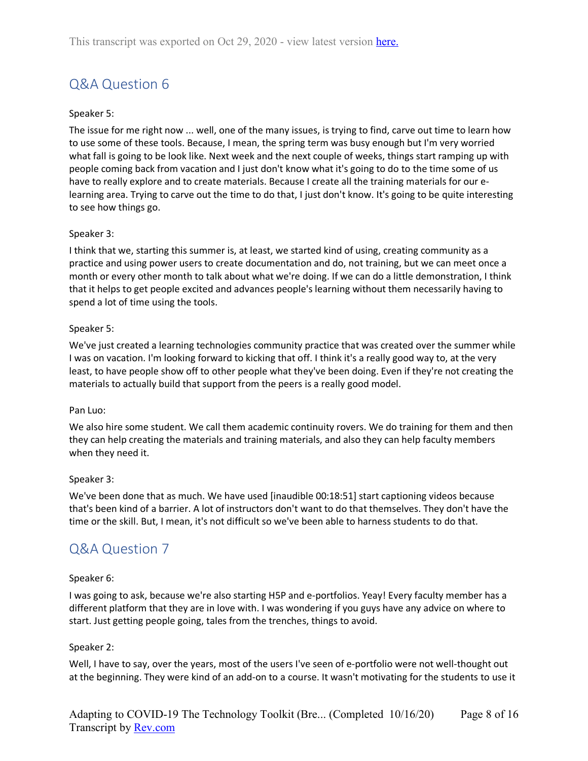## Q&A Question 6

Speaker 5:

The issue for me right now ... well, one of the many issues, is trying to find, carve out time to learn how to use some of these tools. Because, I mean, the spring term was busy enough but I'm very worried what fall is going to be look like. Next week and the next couple of weeks, things start ramping up with people coming back from vacation and I just don't know what it's going to do to the time some of us have to really explore and to create materials. Because I create all the training materials for our e-learning area. Trying to carve out the time to do that, I just don't know. It's going to be quite interesting to see how things go.

Speaker 3:

I think that we, starting this summer is, at least, we started kind of using, creating community as a practice and using power users to create documentation and do, not training, but we can meet once a month or every other month to talk about what we're doing. If we can do a little demonstration, I think that it helps to get people excited and advances people's learning without them necessarily having to spend a lot of time using the tools.

Speaker 5:

We've just created a learning technologies community practice that was created over the summer while I was on vacation. I'm looking forward to kicking that off. I think it's a really good way to, at the very least, to have people show off to other people what they've been doing. Even if they're not creating the materials to actually build that support from the peers is a really good model.

Pan Luo:

We also hire some student. We call them academic continuity rovers. We do training for them and then they can help creating the materials and training materials, and also they can help faculty members when they need it.

Speaker 3:

We've been done that as much. We have used [inaudible 00:18:51] start captioning videos because that's been kind of a barrier. A lot of instructors don't want to do that themselves. They don't have the time or the skill. But, I mean, it's not difficult so we've been able to harness students to do that.

## Q&A Question 7

Speaker 6:

I was going to ask, because we're also starting H5P and e-portfolios. Yeay! Every faculty member has a different platform that they are in love with. I was wondering if you guys have any advice on where to start. Just getting people going, tales from the trenches, things to avoid.

Speaker 2:

Well, I have to say, over the years, most of the users I've seen of e-portfolio were not well-thought out at the beginning. They were kind of an add-on to a course. It wasn't motivating for the students to use it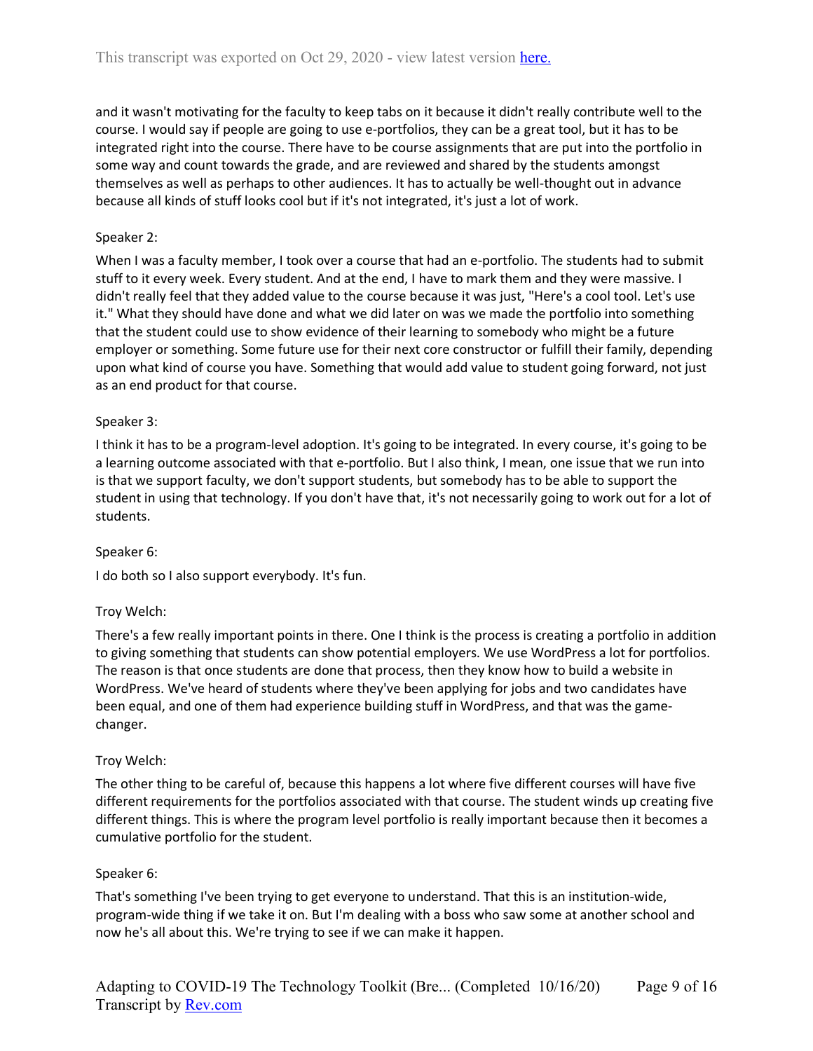and it wasn't motivating for the faculty to keep tabs on it because it didn't really contribute well to the course. I would say if people are going to use e-portfolios, they can be a great tool, but it has to be integrated right into the course. There have to be course assignments that are put into the portfolio in some way and count towards the grade, and are reviewed and shared by the students amongst themselves as well as perhaps to other audiences. It has to actually be well-thought out in advance because all kinds of stuff looks cool but if it's not integrated, it's just a lot of work.

Speaker 2:

When I was a faculty member, I took over a course that had an e-portfolio. The students had to submit stuff to it every week. Every student. And at the end, I have to mark them and they were massive. I didn't really feel that they added value to the course because it was just, "Here's a cool tool. Let's use it." What they should have done and what we did later on was we made the portfolio into something that the student could use to show evidence of their learning to somebody who might be a future employer or something. Some future use for their next core constructor or fulfill their family, depending upon what kind of course you have. Something that would add value to student going forward, not just as an end product for that course.

Speaker 3:

I think it has to be a program-level adoption. It's going to be integrated. In every course, it's going to be a learning outcome associated with that e-portfolio. But I also think, I mean, one issue that we run into is that we support faculty, we don't support students, but somebody has to be able to support the student in using that technology. If you don't have that, it's not necessarily going to work out for a lot of students.

Speaker 6:

I do both so I also support everybody. It's fun.

Troy Welch:

There's a few really important points in there. One I think is the process is creating a portfolio in addition to giving something that students can show potential employers. We use WordPress a lot for portfolios. The reason is that once students are done that process, then they know how to build a website in WordPress. We've heard of students where they've been applying for jobs and two candidates have been equal, and one of them had experience building stuff in WordPress, and that was the game-changer.

Troy Welch:

The other thing to be careful of, because this happens a lot where five different courses will have five different requirements for the portfolios associated with that course. The student winds up creating five different things. This is where the program level portfolio is really important because then it becomes a cumulative portfolio for the student.

Speaker 6:

That's something I've been trying to get everyone to understand. That this is an institution-wide, program-wide thing if we take it on. But I'm dealing with a boss who saw some at another school and now he's all about this. We're trying to see if we can make it happen.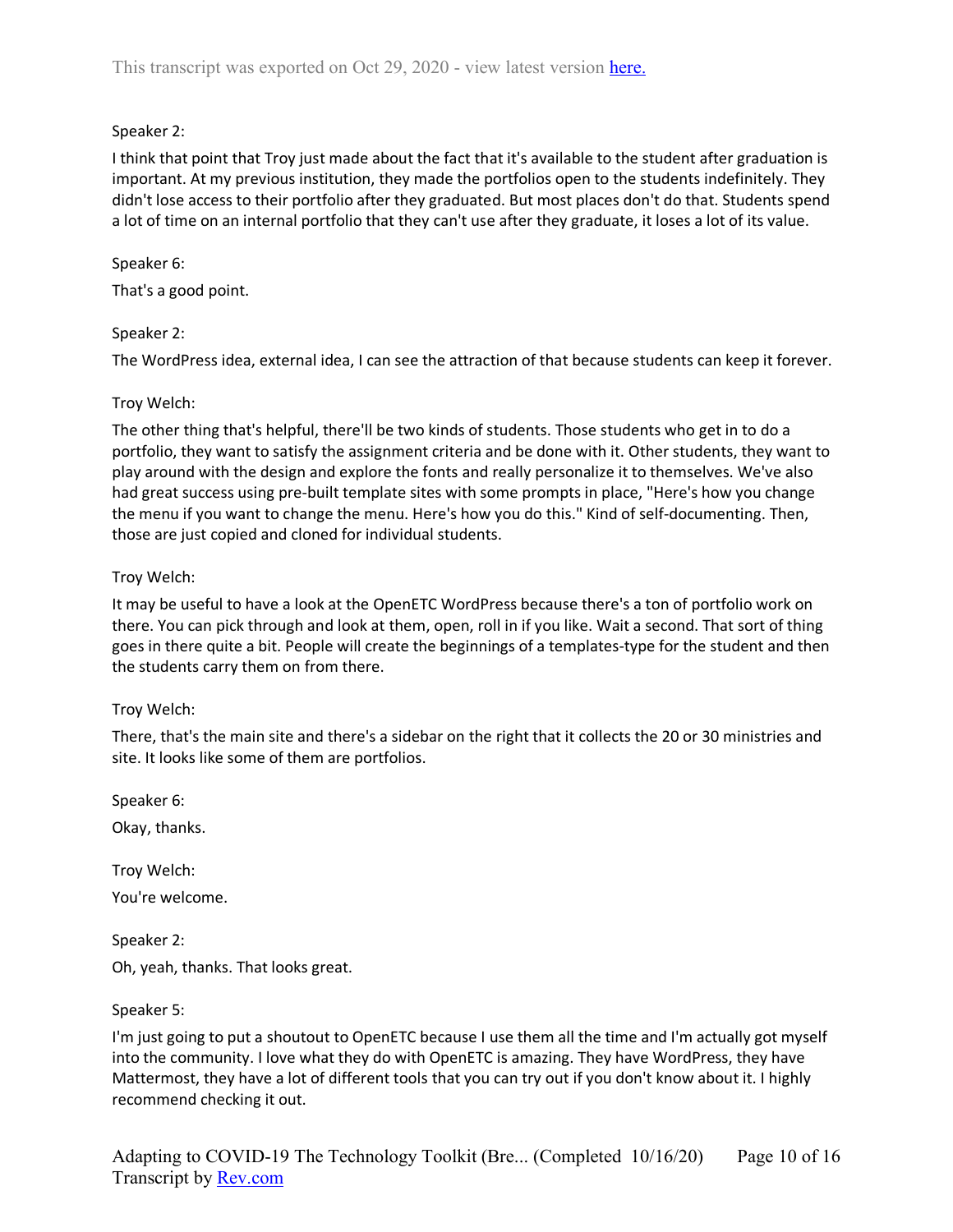Speaker 2:

I think that point that Troy just made about the fact that it's available to the student after graduation is important. At my previous institution, they made the portfolios open to the students indefinitely. They didn't lose access to their portfolio after they graduated. But most places don't do that. Students spend a lot of time on an internal portfolio that they can't use after they graduate, it loses a lot of its value.

Speaker 6:

That's a good point.

Speaker 2:

The WordPress idea, external idea, I can see the attraction of that because students can keep it forever.

Troy Welch:

The other thing that's helpful, there'll be two kinds of students. Those students who get in to do a portfolio, they want to satisfy the assignment criteria and be done with it. Other students, they want to play around with the design and explore the fonts and really personalize it to themselves. We've also had great success using pre-built template sites with some prompts in place, "Here's how you change the menu if you want to change the menu. Here's how you do this." Kind of self-documenting. Then, those are just copied and cloned for individual students.

Troy Welch:

It may be useful to have a look at the OpenETC WordPress because there's a ton of portfolio work on there. You can pick through and look at them, open, roll in if you like. Wait a second. That sort of thing goes in there quite a bit. People will create the beginnings of a templates-type for the student and then the students carry them on from there.

Troy Welch:

There, that's the main site and there's a sidebar on the right that it collects the 20 or 30 ministries and site. It looks like some of them are portfolios.

Speaker 6:

Okay, thanks.

Troy Welch:

You're welcome.

Speaker 2:

Oh, yeah, thanks. That looks great.

Speaker 5:

I'm just going to put a shoutout to OpenETC because I use them all the time and I'm actually got myself into the community. I love what they do with OpenETC is amazing. They have WordPress, they have Mattermost, they have a lot of different tools that you can try out if you don't know about it. I highly recommend checking it out.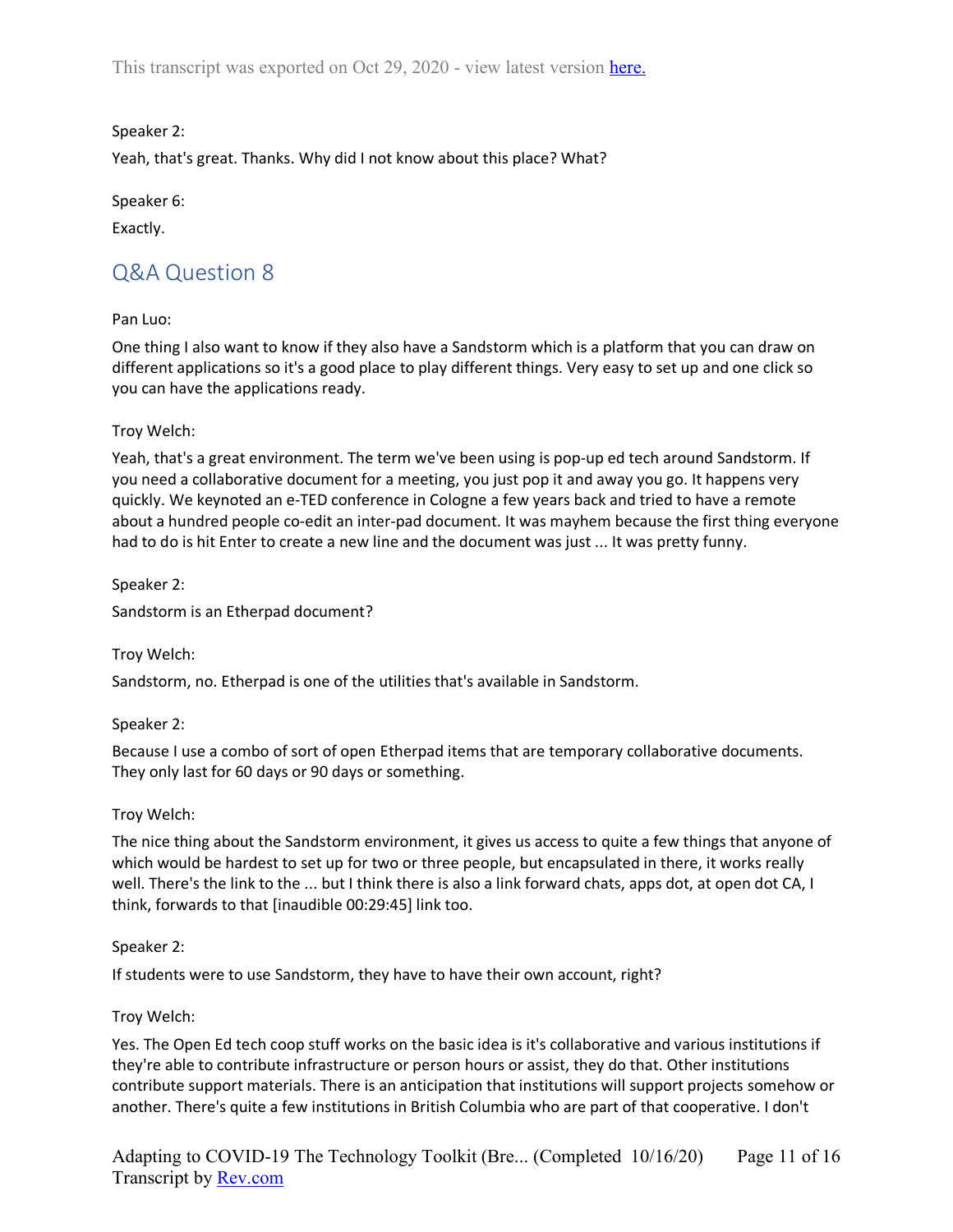Speaker 2:

Yeah, that's great. Thanks. Why did I not know about this place? What?

Speaker 6:

Exactly.

## Q&A Question 8

Pan Luo:

One thing I also want to know if they also have a Sandstorm which is a platform that you can draw on different applications so it's a good place to play different things. Very easy to set up and one click so you can have the applications ready.

Troy Welch:

Yeah, that's a great environment. The term we've been using is pop-up ed tech around Sandstorm. If you need a collaborative document for a meeting, you just pop it and away you go. It happens very quickly. We keynoted an e-TED conference in Cologne a few years back and tried to have a remote about a hundred people co-edit an inter-pad document. It was mayhem because the first thing everyone had to do is hit Enter to create a new line and the document was just ... It was pretty funny.

Speaker 2:

Sandstorm is an Etherpad document?

Troy Welch:

Sandstorm, no. Etherpad is one of the utilities that's available in Sandstorm.

Speaker 2:

Because I use a combo of sort of open Etherpad items that are temporary collaborative documents. They only last for 60 days or 90 days or something.

Troy Welch:

The nice thing about the Sandstorm environment, it gives us access to quite a few things that anyone of which would be hardest to set up for two or three people, but encapsulated in there, it works really well. There's the link to the ... but I think there is also a link forward chats, apps dot, at open dot CA, I think, forwards to that [inaudible 00:29:45] link too.

Speaker 2:

If students were to use Sandstorm, they have to have their own account, right?

Troy Welch:

Yes. The Open Ed tech coop stuff works on the basic idea is it's collaborative and various institutions if they're able to contribute infrastructure or person hours or assist, they do that. Other institutions contribute support materials. There is an anticipation that institutions will support projects somehow or another. There's quite a few institutions in British Columbia who are part of that cooperative. I don't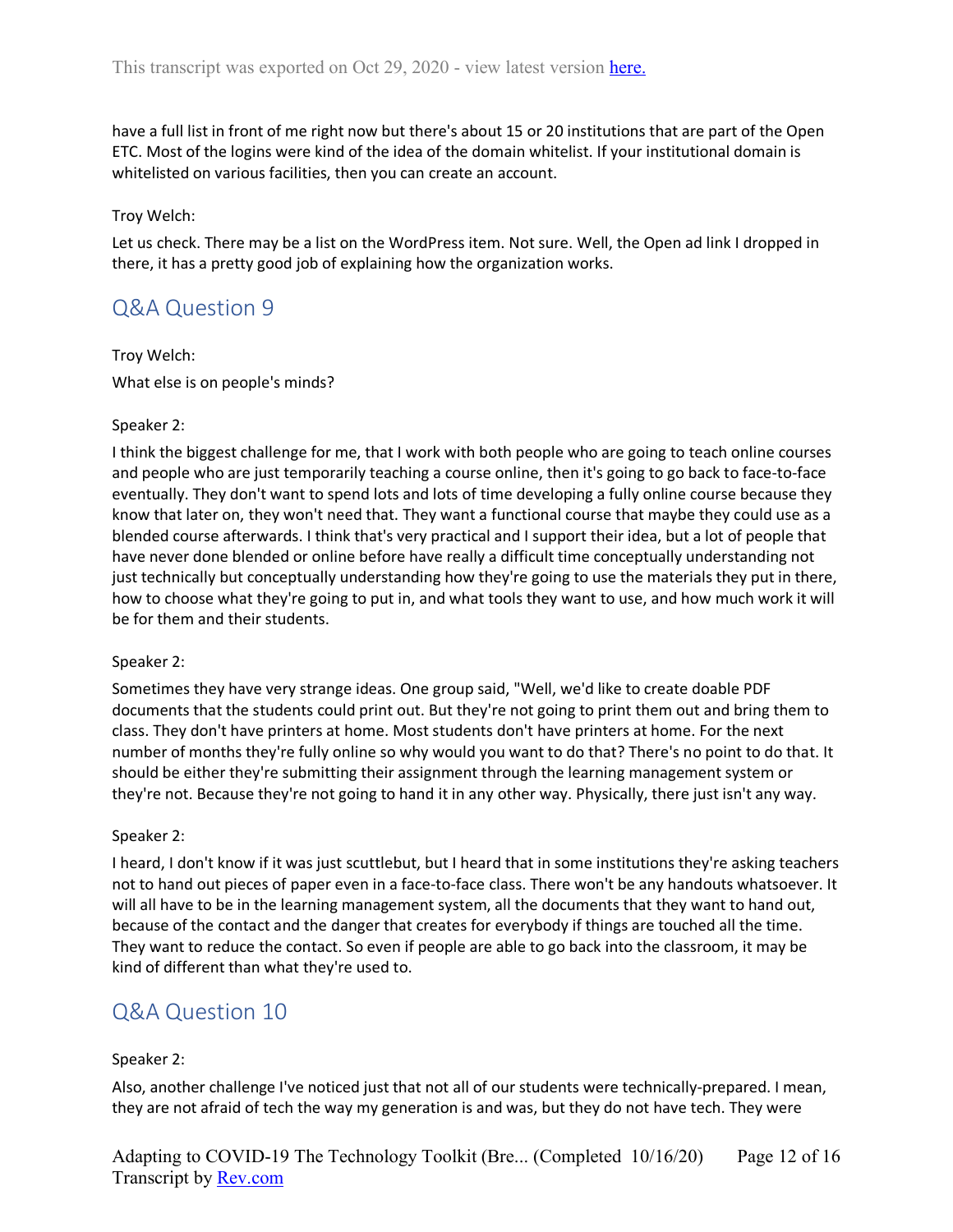have a full list in front of me right now but there's about 15 or 20 institutions that are part of the Open ETC. Most of the logins were kind of the idea of the domain whitelist. If your institutional domain is whitelisted on various facilities, then you can create an account.

Troy Welch:

Let us check. There may be a list on the WordPress item. Not sure. Well, the Open ad link I dropped in there, it has a pretty good job of explaining how the organization works.

## Q&A Question 9

Troy Welch:

What else is on people's minds?

Speaker 2:

I think the biggest challenge for me, that I work with both people who are going to teach online courses and people who are just temporarily teaching a course online, then it's going to go back to face-to-face eventually. They don't want to spend lots and lots of time developing a fully online course because they know that later on, they won't need that. They want a functional course that maybe they could use as a blended course afterwards. I think that's very practical and I support their idea, but a lot of people that have never done blended or online before have really a difficult time conceptually understanding not just technically but conceptually understanding how they're going to use the materials they put in there, how to choose what they're going to put in, and what tools they want to use, and how much work it will be for them and their students.

Speaker 2:

Sometimes they have very strange ideas. One group said, "Well, we'd like to create doable PDF documents that the students could print out. But they're not going to print them out and bring them to class. They don't have printers at home. Most students don't have printers at home. For the next number of months they're fully online so why would you want to do that? There's no point to do that. It should be either they're submitting their assignment through the learning management system or they're not. Because they're not going to hand it in any other way. Physically, there just isn't any way.

Speaker 2:

I heard, I don't know if it was just scuttlebut, but I heard that in some institutions they're asking teachers not to hand out pieces of paper even in a face-to-face class. There won't be any handouts whatsoever. It will all have to be in the learning management system, all the documents that they want to hand out, because of the contact and the danger that creates for everybody if things are touched all the time. They want to reduce the contact. So even if people are able to go back into the classroom, it may be kind of different than what they're used to.

## Q&A Question 10

Speaker 2:

Also, another challenge I've noticed just that not all of our students were technically-prepared. I mean, they are not afraid of tech the way my generation is and was, but they do not have tech. They were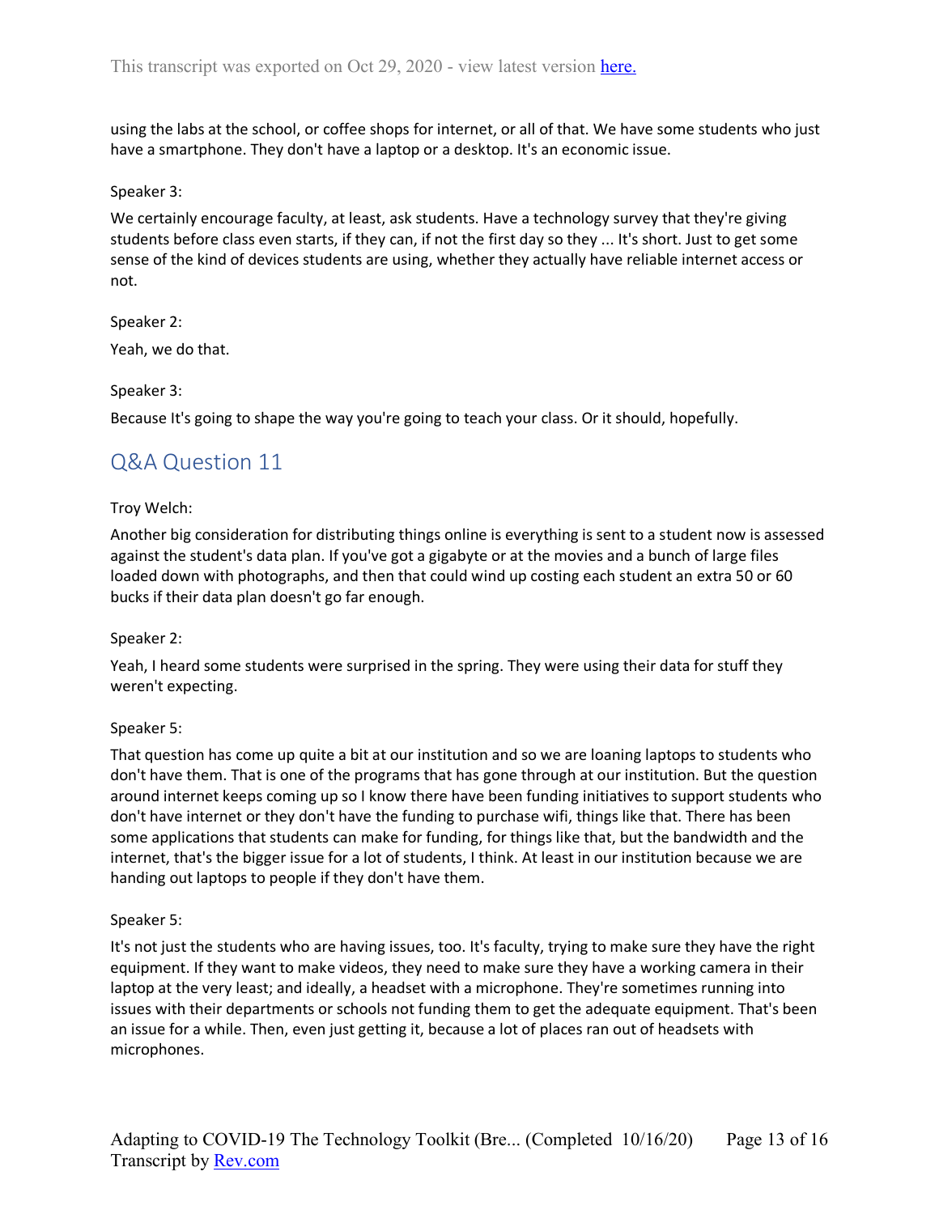using the labs at the school, or coffee shops for internet, or all of that. We have some students who just have a smartphone. They don't have a laptop or a desktop. It's an economic issue.

Speaker 3:

We certainly encourage faculty, at least, ask students. Have a technology survey that they're giving students before class even starts, if they can, if not the first day so they ... It's short. Just to get some sense of the kind of devices students are using, whether they actually have reliable internet access or not.

Speaker 2:

Yeah, we do that.

Speaker 3:

Because It's going to shape the way you're going to teach your class. Or it should, hopefully.

## Q&A Question 11

Troy Welch:

Another big consideration for distributing things online is everything is sent to a student now is assessed against the student's data plan. If you've got a gigabyte or at the movies and a bunch of large files loaded down with photographs, and then that could wind up costing each student an extra 50 or 60 bucks if their data plan doesn't go far enough.

Speaker 2:

Yeah, I heard some students were surprised in the spring. They were using their data for stuff they weren't expecting.

Speaker 5:

That question has come up quite a bit at our institution and so we are loaning laptops to students who don't have them. That is one of the programs that has gone through at our institution. But the question around internet keeps coming up so I know there have been funding initiatives to support students who don't have internet or they don't have the funding to purchase wifi, things like that. There has been some applications that students can make for funding, for things like that, but the bandwidth and the internet, that's the bigger issue for a lot of students, I think. At least in our institution because we are handing out laptops to people if they don't have them.

Speaker 5:

It's not just the students who are having issues, too. It's faculty, trying to make sure they have the right equipment. If they want to make videos, they need to make sure they have a working camera in their laptop at the very least; and ideally, a headset with a microphone. They're sometimes running into issues with their departments or schools not funding them to get the adequate equipment. That's been an issue for a while. Then, even just getting it, because a lot of places ran out of headsets with microphones.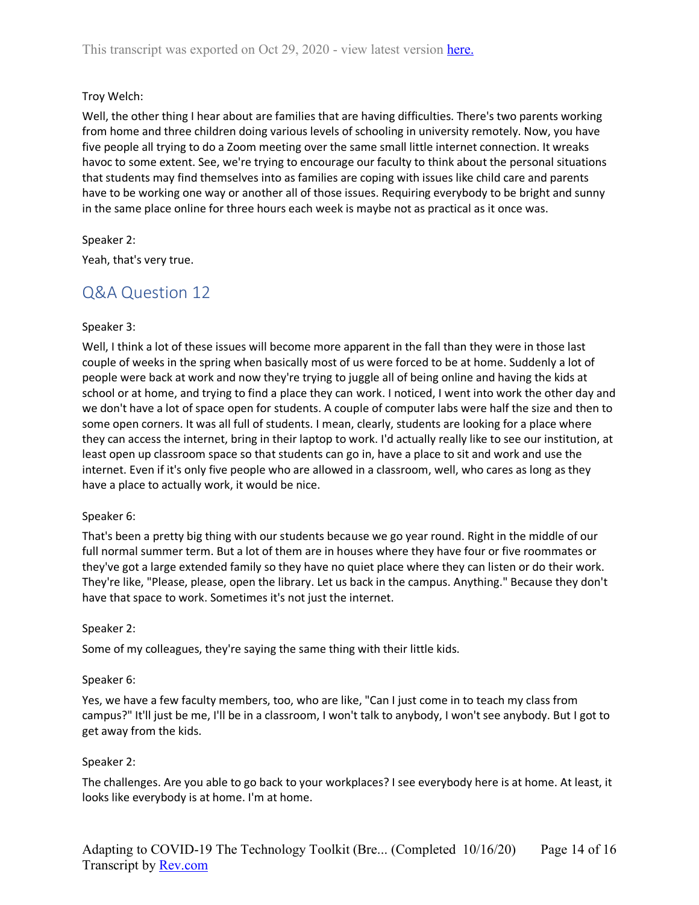Troy Welch:

Well, the other thing I hear about are families that are having difficulties. There's two parents working from home and three children doing various levels of schooling in university remotely. Now, you have five people all trying to do a Zoom meeting over the same small little internet connection. It wreaks havoc to some extent. See, we're trying to encourage our faculty to think about the personal situations that students may find themselves into as families are coping with issues like child care and parents have to be working one way or another all of those issues. Requiring everybody to be bright and sunny in the same place online for three hours each week is maybe not as practical as it once was.

Speaker 2:

Yeah, that's very true.

## Q&A Question 12

Speaker 3:

Well, I think a lot of these issues will become more apparent in the fall than they were in those last couple of weeks in the spring when basically most of us were forced to be at home. Suddenly a lot of people were back at work and now they're trying to juggle all of being online and having the kids at school or at home, and trying to find a place they can work. I noticed, I went into work the other day and we don't have a lot of space open for students. A couple of computer labs were half the size and then to some open corners. It was all full of students. I mean, clearly, students are looking for a place where they can access the internet, bring in their laptop to work. I'd actually really like to see our institution, at least open up classroom space so that students can go in, have a place to sit and work and use the internet. Even if it's only five people who are allowed in a classroom, well, who cares as long as they have a place to actually work, it would be nice.

Speaker 6:

That's been a pretty big thing with our students because we go year round. Right in the middle of our full normal summer term. But a lot of them are in houses where they have four or five roommates or they've got a large extended family so they have no quiet place where they can listen or do their work. They're like, "Please, please, open the library. Let us back in the campus. Anything." Because they don't have that space to work. Sometimes it's not just the internet.

Speaker 2:

Some of my colleagues, they're saying the same thing with their little kids.

Speaker 6:

Yes, we have a few faculty members, too, who are like, "Can I just come in to teach my class from campus?" It'll just be me, I'll be in a classroom, I won't talk to anybody, I won't see anybody. But I got to get away from the kids.

Speaker 2:

The challenges. Are you able to go back to your workplaces? I see everybody here is at home. At least, it looks like everybody is at home. I'm at home.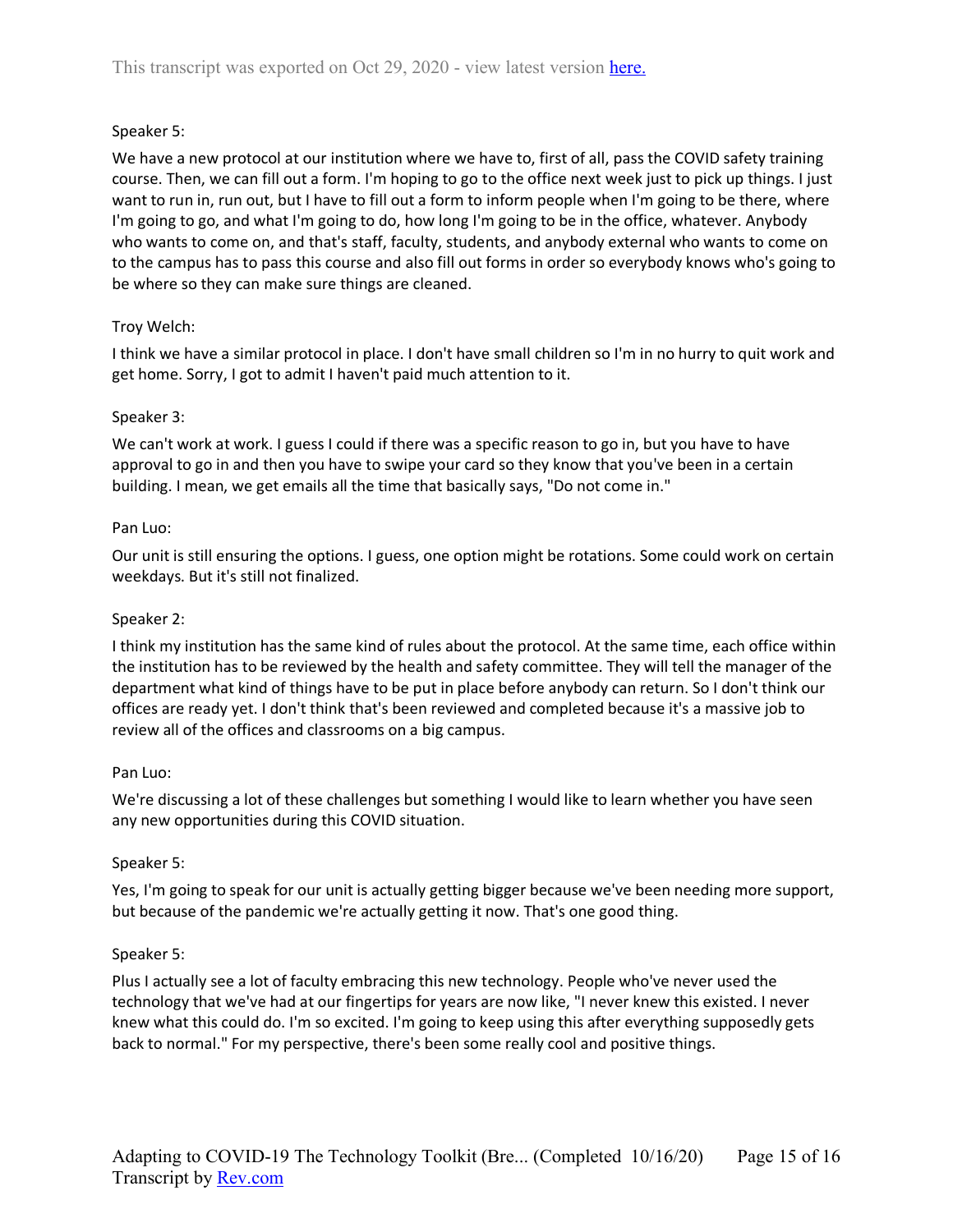Speaker 5:

We have a new protocol at our institution where we have to, first of all, pass the COVID safety training course. Then, we can fill out a form. I'm hoping to go to the office next week just to pick up things. I just want to run in, run out, but I have to fill out a form to inform people when I'm going to be there, where I'm going to go, and what I'm going to do, how long I'm going to be in the office, whatever. Anybody who wants to come on, and that's staff, faculty, students, and anybody external who wants to come on to the campus has to pass this course and also fill out forms in order so everybody knows who's going to be where so they can make sure things are cleaned.

Troy Welch:

I think we have a similar protocol in place. I don't have small children so I'm in no hurry to quit work and get home. Sorry, I got to admit I haven't paid much attention to it.

Speaker 3:

We can't work at work. I guess I could if there was a specific reason to go in, but you have to have approval to go in and then you have to swipe your card so they know that you've been in a certain building. I mean, we get emails all the time that basically says, "Do not come in."

Pan Luo:

Our unit is still ensuring the options. I guess, one option might be rotations. Some could work on certain weekdays. But it's still not finalized.

Speaker 2:

I think my institution has the same kind of rules about the protocol. At the same time, each office within the institution has to be reviewed by the health and safety committee. They will tell the manager of the department what kind of things have to be put in place before anybody can return. So I don't think our offices are ready yet. I don't think that's been reviewed and completed because it's a massive job to review all of the offices and classrooms on a big campus.

Pan Luo:

We're discussing a lot of these challenges but something I would like to learn whether you have seen any new opportunities during this COVID situation.

Speaker 5:

Yes, I'm going to speak for our unit is actually getting bigger because we've been needing more support, but because of the pandemic we're actually getting it now. That's one good thing.

Speaker 5:

Plus I actually see a lot of faculty embracing this new technology. People who've never used the technology that we've had at our fingertips for years are now like, "I never knew this existed. I never knew what this could do. I'm so excited. I'm going to keep using this after everything supposedly gets back to normal." For my perspective, there's been some really cool and positive things.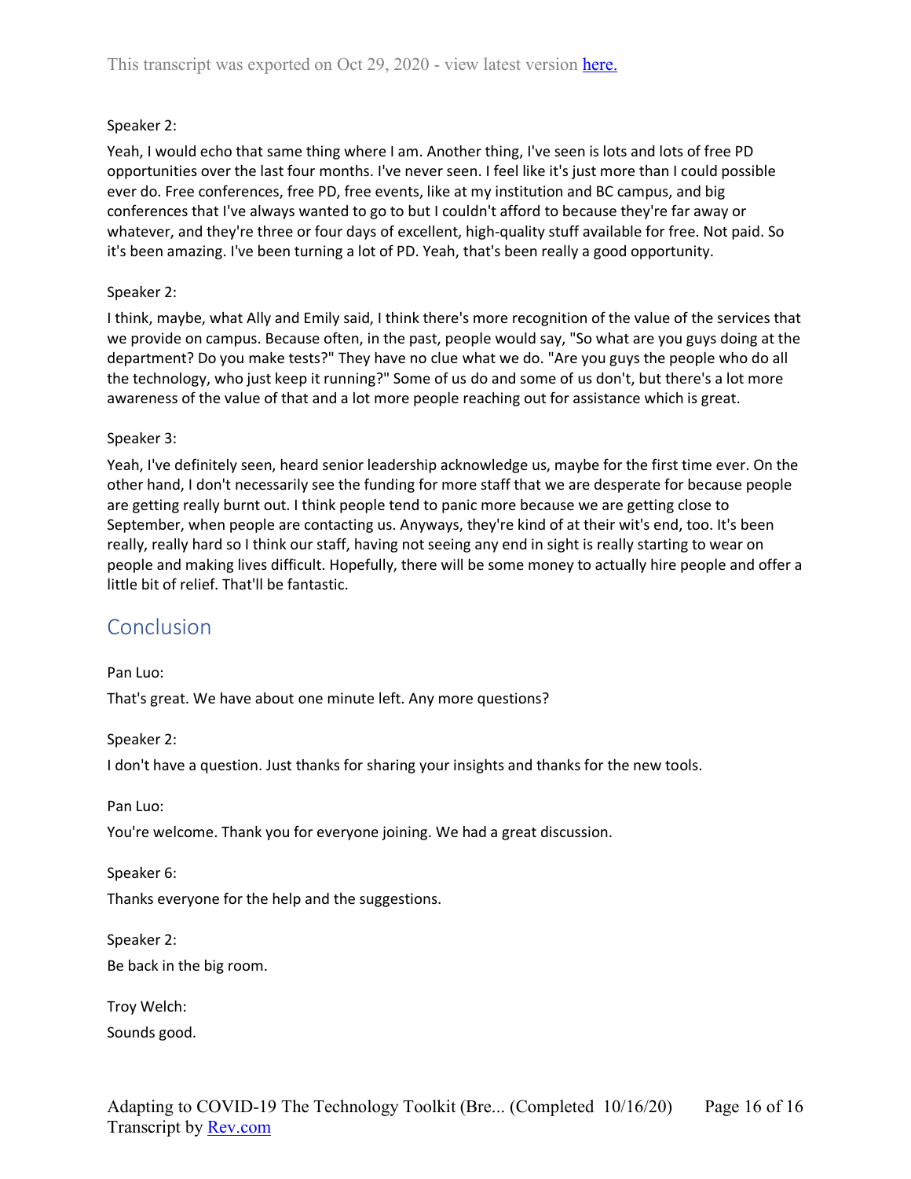Speaker 2:

Yeah, I would echo that same thing where I am. Another thing, I've seen is lots and lots of free PD opportunities over the last four months. I've never seen. I feel like it's just more than I could possible ever do. Free conferences, free PD, free events, like at my institution and BC campus, and big conferences that I've always wanted to go to but I couldn't afford to because they're far away or whatever, and they're three or four days of excellent, high-quality stuff available for free. Not paid. So it's been amazing. I've been turning a lot of PD. Yeah, that's been really a good opportunity.

Speaker 2:

I think, maybe, what Ally and Emily said, I think there's more recognition of the value of the services that we provide on campus. Because often, in the past, people would say, "So what are you guys doing at the department? Do you make tests?" They have no clue what we do. "Are you guys the people who do all the technology, who just keep it running?" Some of us do and some of us don't, but there's a lot more awareness of the value of that and a lot more people reaching out for assistance which is great.

Speaker 3:

Yeah, I've definitely seen, heard senior leadership acknowledge us, maybe for the first time ever. On the other hand, I don't necessarily see the funding for more staff that we are desperate for because people are getting really burnt out. I think people tend to panic more because we are getting close to September, when people are contacting us. Anyways, they're kind of at their wit's end, too. It's been really, really hard so I think our staff, having not seeing any end in sight is really starting to wear on people and making lives difficult. Hopefully, there will be some money to actually hire people and offer a little bit of relief. That'll be fantastic.

## Conclusion

Pan Luo:

That's great. We have about one minute left. Any more questions?

Speaker 2:

I don't have a question. Just thanks for sharing your insights and thanks for the new tools.

Pan Luo:

You're welcome. Thank you for everyone joining. We had a great discussion.

Speaker 6:

Thanks everyone for the help and the suggestions.

Speaker 2:

Be back in the big room.

Troy Welch:

Sounds good.